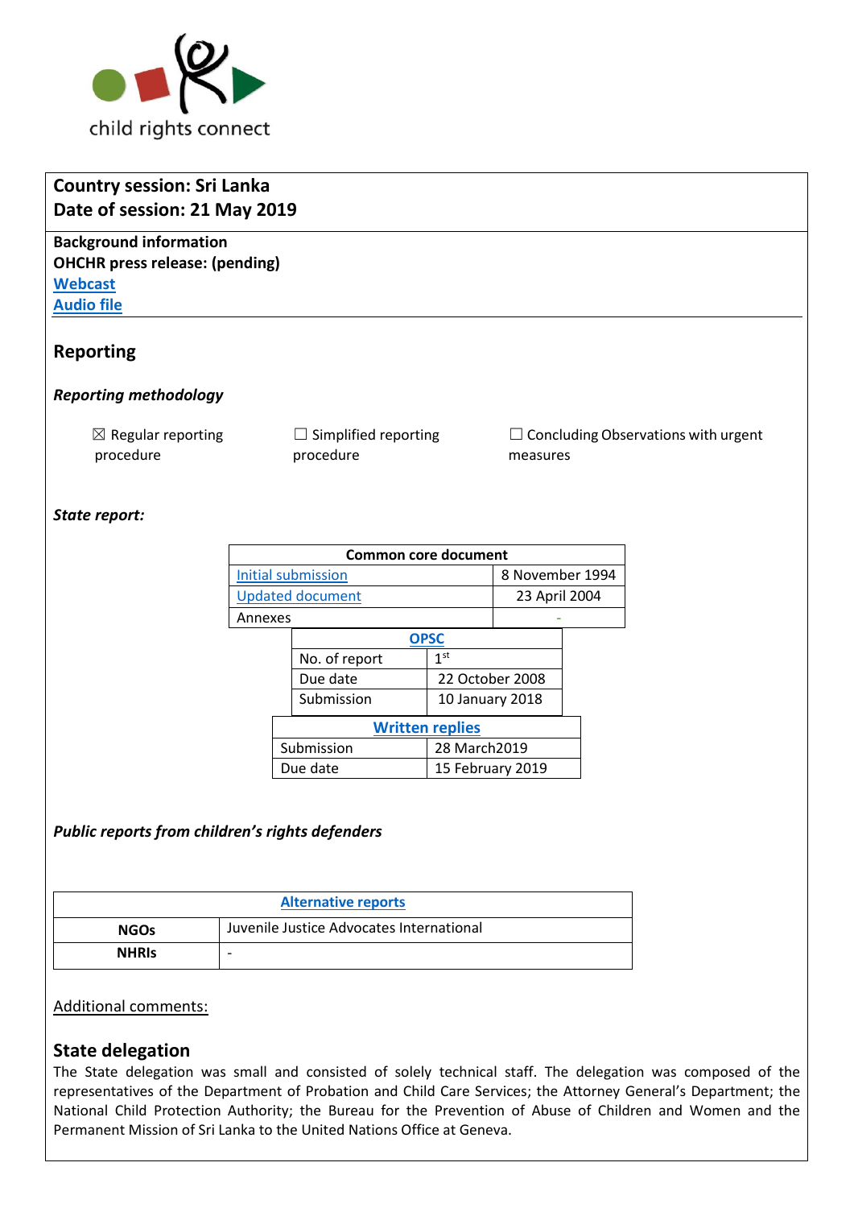child rights connect

**Country session: Sri Lanka**
**Date of session: 21 May 2019**

**Background information**
**OHCHR press release: (pending)**
**Webcast**
**Audio file**

## Reporting

### *Reporting methodology*

☒ Regular reporting procedure ☐ Simplified reporting procedure ☐ Concluding Observations with urgent measures

### *State report:*

| Common core document | |
|---|---|
| Initial submission | 8 November 1994 |
| Updated document | 23 April 2004 |
| Annexes | - |

| OPSC | |
|---|---|
| No. of report | 1st |
| Due date | 22 October 2008 |
| Submission | 10 January 2018 |

| Written replies | |
|---|---|
| Submission | 28 March2019 |
| Due date | 15 February 2019 |

### *Public reports from children's rights defenders*

| Alternative reports | |
|---|---|
| **NGOs** | Juvenile Justice Advocates International |
| **NHRIs** | - |

Additional comments:

## State delegation

The State delegation was small and consisted of solely technical staff. The delegation was composed of the representatives of the Department of Probation and Child Care Services; the Attorney General's Department; the National Child Protection Authority; the Bureau for the Prevention of Abuse of Children and Women and the Permanent Mission of Sri Lanka to the United Nations Office at Geneva.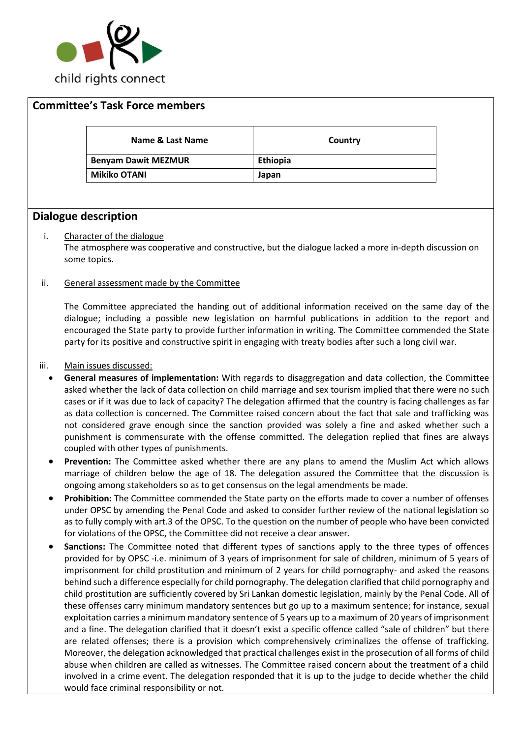## Committee's Task Force members

| Name & Last Name | Country |
|---|---|
| **Benyam Dawit MEZMUR** | **Ethiopia** |
| **Mikiko OTANI** | **Japan** |

## Dialogue description

i. Character of the dialogue

The atmosphere was cooperative and constructive, but the dialogue lacked a more in-depth discussion on some topics.

ii. General assessment made by the Committee

The Committee appreciated the handing out of additional information received on the same day of the dialogue; including a possible new legislation on harmful publications in addition to the report and encouraged the State party to provide further information in writing. The Committee commended the State party for its positive and constructive spirit in engaging with treaty bodies after such a long civil war.

iii. Main issues discussed:

- **General measures of implementation:** With regards to disaggregation and data collection, the Committee asked whether the lack of data collection on child marriage and sex tourism implied that there were no such cases or if it was due to lack of capacity? The delegation affirmed that the country is facing challenges as far as data collection is concerned. The Committee raised concern about the fact that sale and trafficking was not considered grave enough since the sanction provided was solely a fine and asked whether such a punishment is commensurate with the offense committed. The delegation replied that fines are always coupled with other types of punishments.
- **Prevention:** The Committee asked whether there are any plans to amend the Muslim Act which allows marriage of children below the age of 18. The delegation assured the Committee that the discussion is ongoing among stakeholders so as to get consensus on the legal amendments be made.
- **Prohibition:** The Committee commended the State party on the efforts made to cover a number of offenses under OPSC by amending the Penal Code and asked to consider further review of the national legislation so as to fully comply with art.3 of the OPSC. To the question on the number of people who have been convicted for violations of the OPSC, the Committee did not receive a clear answer.
- **Sanctions:** The Committee noted that different types of sanctions apply to the three types of offences provided for by OPSC -i.e. minimum of 3 years of imprisonment for sale of children, minimum of 5 years of imprisonment for child prostitution and minimum of 2 years for child pornography- and asked the reasons behind such a difference especially for child pornography. The delegation clarified that child pornography and child prostitution are sufficiently covered by Sri Lankan domestic legislation, mainly by the Penal Code. All of these offenses carry minimum mandatory sentences but go up to a maximum sentence; for instance, sexual exploitation carries a minimum mandatory sentence of 5 years up to a maximum of 20 years of imprisonment and a fine. The delegation clarified that it doesn't exist a specific offence called "sale of children" but there are related offenses; there is a provision which comprehensively criminalizes the offense of trafficking. Moreover, the delegation acknowledged that practical challenges exist in the prosecution of all forms of child abuse when children are called as witnesses. The Committee raised concern about the treatment of a child involved in a crime event. The delegation responded that it is up to the judge to decide whether the child would face criminal responsibility or not.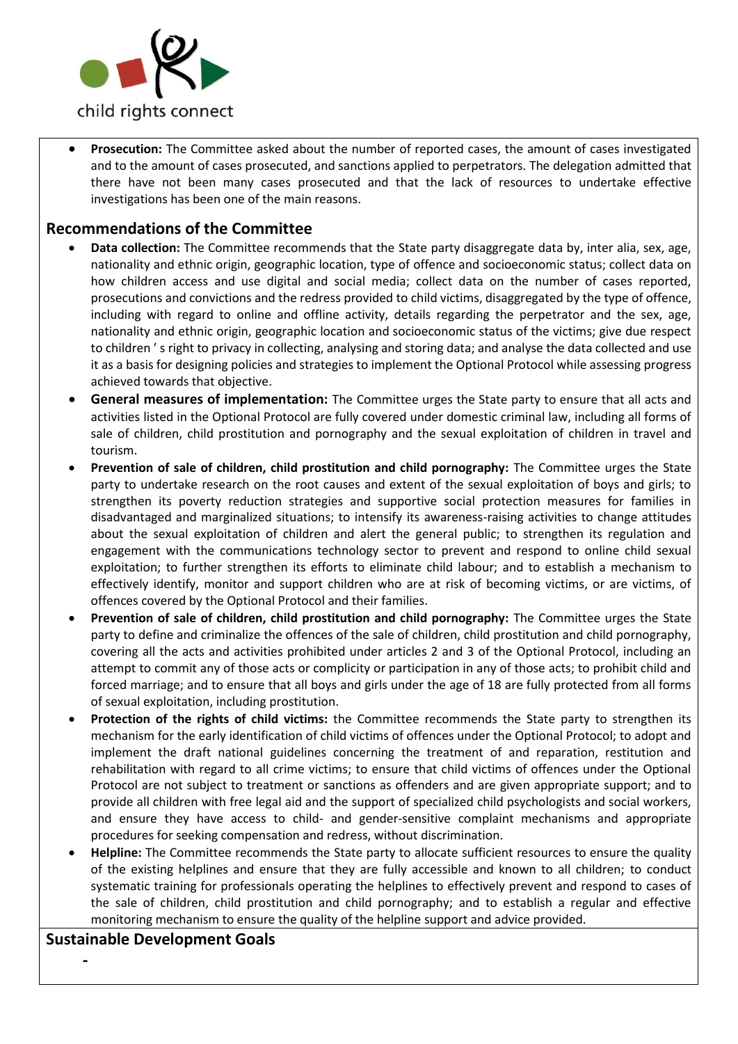- **Prosecution:** The Committee asked about the number of reported cases, the amount of cases investigated and to the amount of cases prosecuted, and sanctions applied to perpetrators. The delegation admitted that there have not been many cases prosecuted and that the lack of resources to undertake effective investigations has been one of the main reasons.

## Recommendations of the Committee

- **Data collection:** The Committee recommends that the State party disaggregate data by, inter alia, sex, age, nationality and ethnic origin, geographic location, type of offence and socioeconomic status; collect data on how children access and use digital and social media; collect data on the number of cases reported, prosecutions and convictions and the redress provided to child victims, disaggregated by the type of offence, including with regard to online and offline activity, details regarding the perpetrator and the sex, age, nationality and ethnic origin, geographic location and socioeconomic status of the victims; give due respect to children ' s right to privacy in collecting, analysing and storing data; and analyse the data collected and use it as a basis for designing policies and strategies to implement the Optional Protocol while assessing progress achieved towards that objective.
- **General measures of implementation:** The Committee urges the State party to ensure that all acts and activities listed in the Optional Protocol are fully covered under domestic criminal law, including all forms of sale of children, child prostitution and pornography and the sexual exploitation of children in travel and tourism.
- **Prevention of sale of children, child prostitution and child pornography:** The Committee urges the State party to undertake research on the root causes and extent of the sexual exploitation of boys and girls; to strengthen its poverty reduction strategies and supportive social protection measures for families in disadvantaged and marginalized situations; to intensify its awareness-raising activities to change attitudes about the sexual exploitation of children and alert the general public; to strengthen its regulation and engagement with the communications technology sector to prevent and respond to online child sexual exploitation; to further strengthen its efforts to eliminate child labour; and to establish a mechanism to effectively identify, monitor and support children who are at risk of becoming victims, or are victims, of offences covered by the Optional Protocol and their families.
- **Prevention of sale of children, child prostitution and child pornography:** The Committee urges the State party to define and criminalize the offences of the sale of children, child prostitution and child pornography, covering all the acts and activities prohibited under articles 2 and 3 of the Optional Protocol, including an attempt to commit any of those acts or complicity or participation in any of those acts; to prohibit child and forced marriage; and to ensure that all boys and girls under the age of 18 are fully protected from all forms of sexual exploitation, including prostitution.
- **Protection of the rights of child victims:** the Committee recommends the State party to strengthen its mechanism for the early identification of child victims of offences under the Optional Protocol; to adopt and implement the draft national guidelines concerning the treatment of and reparation, restitution and rehabilitation with regard to all crime victims; to ensure that child victims of offences under the Optional Protocol are not subject to treatment or sanctions as offenders and are given appropriate support; and to provide all children with free legal aid and the support of specialized child psychologists and social workers, and ensure they have access to child- and gender-sensitive complaint mechanisms and appropriate procedures for seeking compensation and redress, without discrimination.
- **Helpline:** The Committee recommends the State party to allocate sufficient resources to ensure the quality of the existing helplines and ensure that they are fully accessible and known to all children; to conduct systematic training for professionals operating the helplines to effectively prevent and respond to cases of the sale of children, child prostitution and child pornography; and to establish a regular and effective monitoring mechanism to ensure the quality of the helpline support and advice provided.

## Sustainable Development Goals

-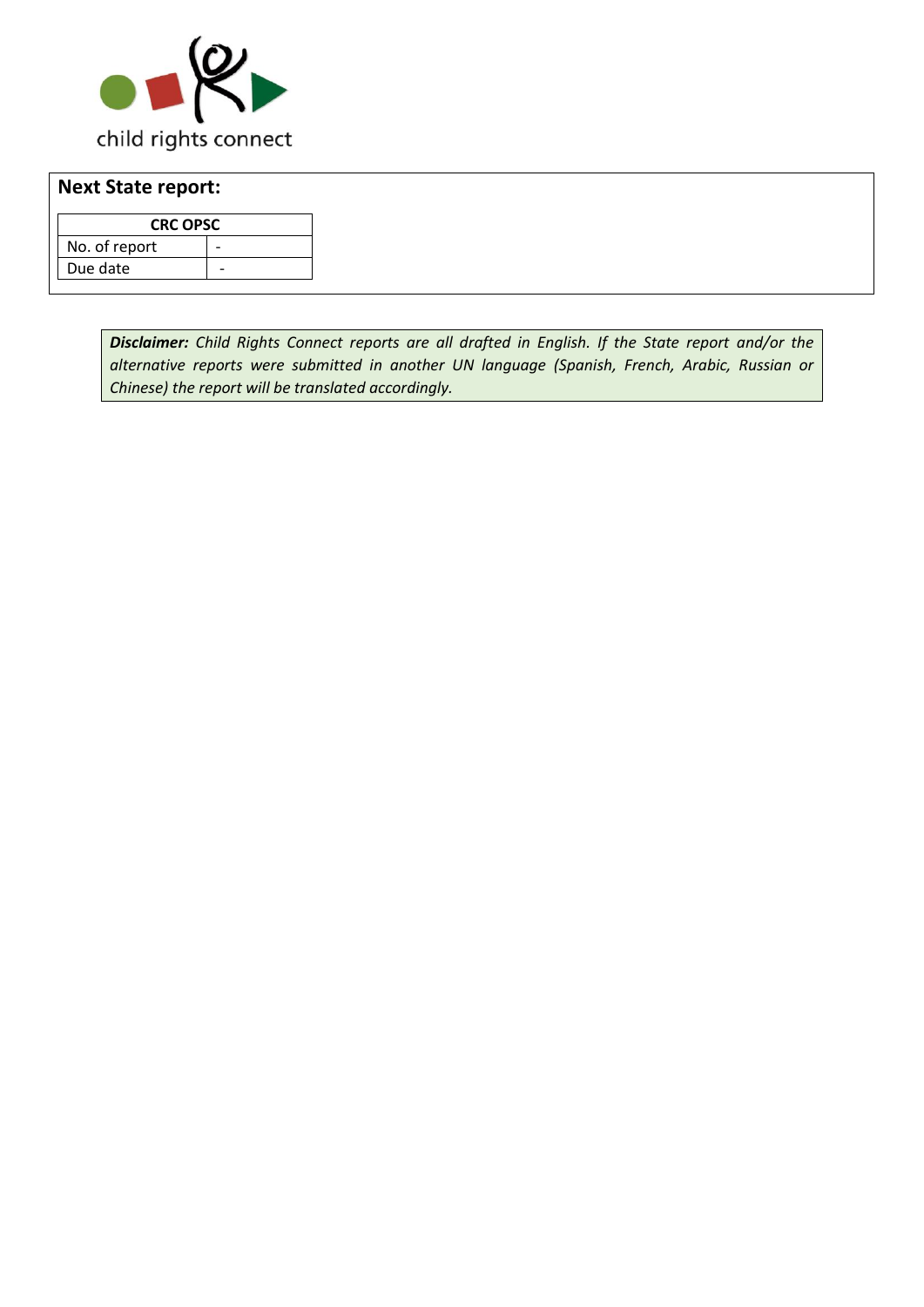child rights connect

## Next State report:

| CRC OPSC | |
|---|---|
| No. of report | - |
| Due date | - |

***Disclaimer:** Child Rights Connect reports are all drafted in English. If the State report and/or the alternative reports were submitted in another UN language (Spanish, French, Arabic, Russian or Chinese) the report will be translated accordingly.*